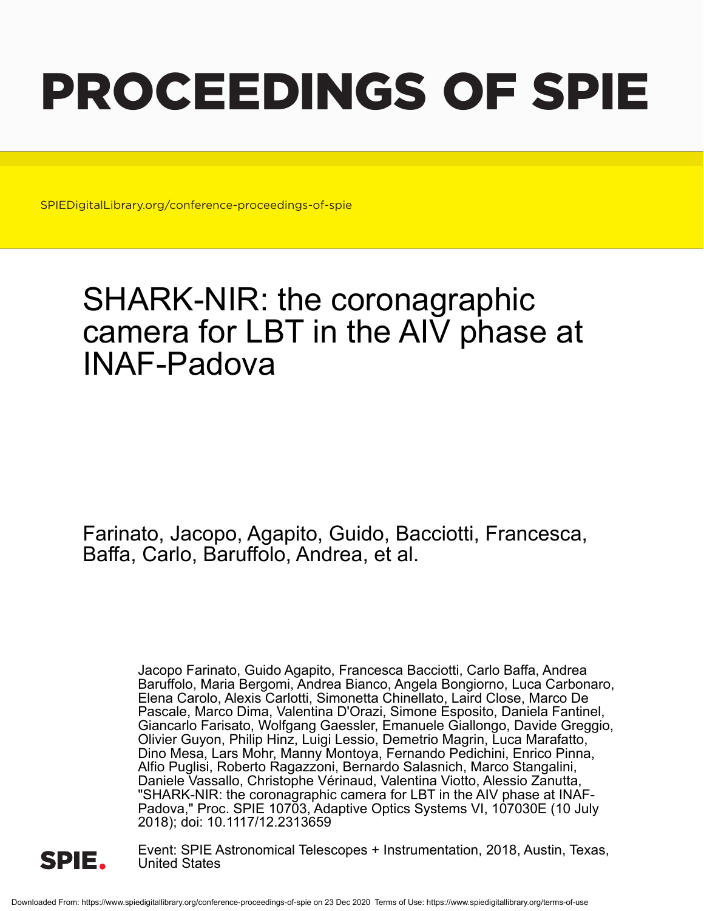# PROCEEDINGS OF SPIE

SPIEDigitalLibrary.org/conference-proceedings-of-spie

## SHARK-NIR: the coronagraphic camera for LBT in the AIV phase at INAF-Padova

Farinato, Jacopo, Agapito, Guido, Bacciotti, Francesca, Baffa, Carlo, Baruffolo, Andrea, et al.

Jacopo Farinato, Guido Agapito, Francesca Bacciotti, Carlo Baffa, Andrea Baruffolo, Maria Bergomi, Andrea Bianco, Angela Bongiorno, Luca Carbonaro, Elena Carolo, Alexis Carlotti, Simonetta Chinellato, Laird Close, Marco De Pascale, Marco Dima, Valentina D'Orazi, Simone Esposito, Daniela Fantinel, Giancarlo Farisato, Wolfgang Gaessler, Emanuele Giallongo, Davide Greggio, Olivier Guyon, Philip Hinz, Luigi Lessio, Demetrio Magrin, Luca Marafatto, Dino Mesa, Lars Mohr, Manny Montoya, Fernando Pedichini, Enrico Pinna, Alfio Puglisi, Roberto Ragazzoni, Bernardo Salasnich, Marco Stangalini, Daniele Vassallo, Christophe Vérinaud, Valentina Viotto, Alessio Zanutta, "SHARK-NIR: the coronagraphic camera for LBT in the AIV phase at INAF-Padova," Proc. SPIE 10703, Adaptive Optics Systems VI, 107030E (10 July 2018); doi: 10.1117/12.2313659

Event: SPIE Astronomical Telescopes + Instrumentation, 2018, Austin, Texas, United States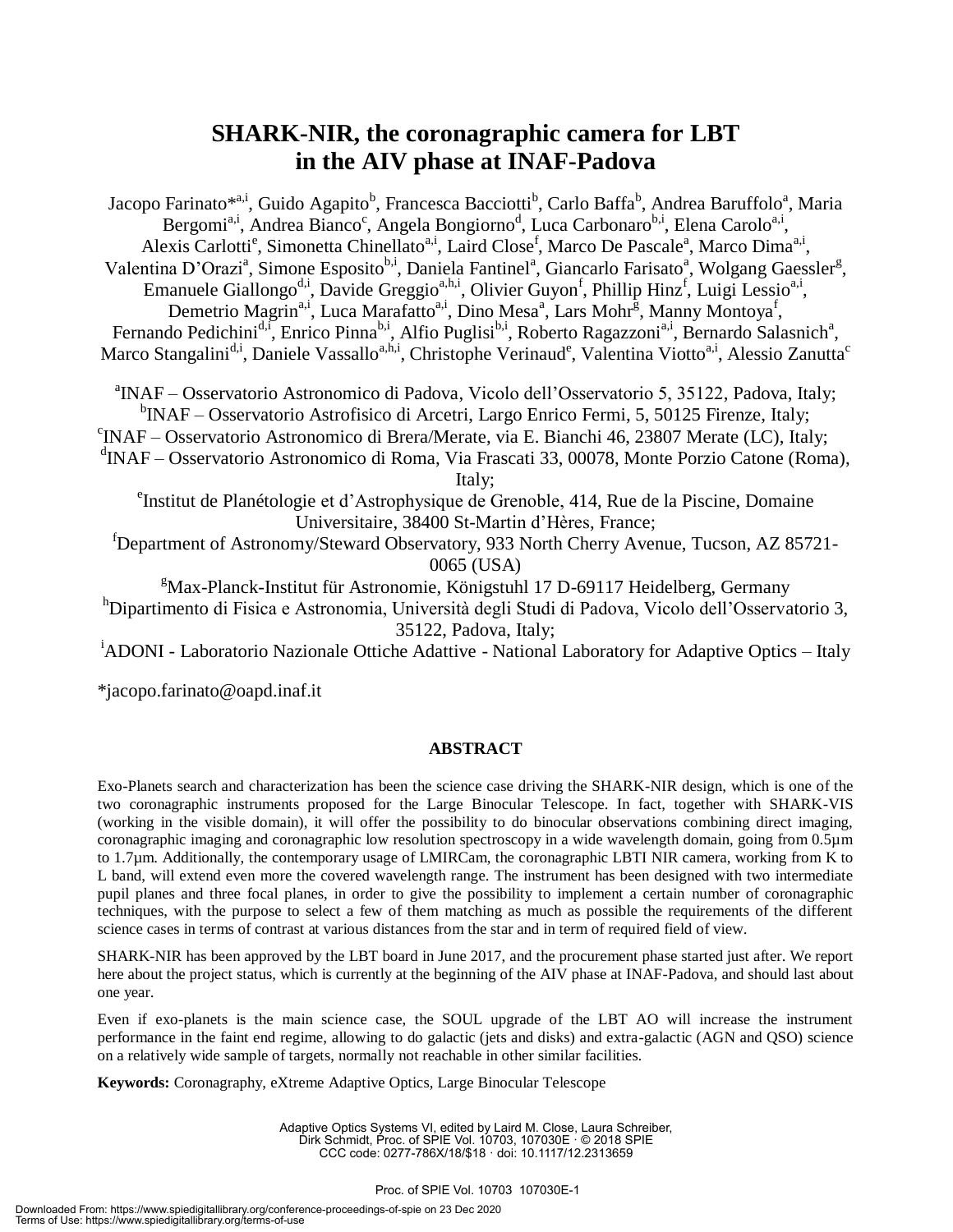# SHARK-NIR, the coronagraphic camera for LBT in the AIV phase at INAF-Padova

Jacopo Farinato*[a,i], Guido Agapito[b], Francesca Bacciotti[b], Carlo Baffa[b], Andrea Baruffolo[a], Maria Bergomi[a,i], Andrea Bianco[c], Angela Bongiorno[d], Luca Carbonaro[b,i], Elena Carolo[a,i], Alexis Carlotti[e], Simonetta Chinellato[a,i], Laird Close[f], Marco De Pascale[a], Marco Dima[a,i], Valentina D'Orazi[a], Simone Esposito[b,i], Daniela Fantinel[a], Giancarlo Farisato[a], Wolgang Gaessler[g], Emanuele Giallongo[d,i], Davide Greggio[a,h,i], Olivier Guyon[f], Phillip Hinz[f], Luigi Lessio[a,i], Demetrio Magrin[a,i], Luca Marafatto[a,i], Dino Mesa[a], Lars Mohr[g], Manny Montoya[f], Fernando Pedichini[d,i], Enrico Pinna[b,i], Alfio Puglisi[b,i], Roberto Ragazzoni[a,i], Bernardo Salasnich[a], Marco Stangalini[d,i], Daniele Vassallo[a,h,i], Christophe Verinaud[e], Valentina Viotto[a,i], Alessio Zanutta[c]

[a]INAF – Osservatorio Astronomico di Padova, Vicolo dell'Osservatorio 5, 35122, Padova, Italy;
[b]INAF – Osservatorio Astrofisico di Arcetri, Largo Enrico Fermi, 5, 50125 Firenze, Italy;
[c]INAF – Osservatorio Astronomico di Brera/Merate, via E. Bianchi 46, 23807 Merate (LC), Italy;
[d]INAF – Osservatorio Astronomico di Roma, Via Frascati 33, 00078, Monte Porzio Catone (Roma), Italy;
[e]Institut de Planétologie et d'Astrophysique de Grenoble, 414, Rue de la Piscine, Domaine Universitaire, 38400 St-Martin d'Hères, France;
[f]Department of Astronomy/Steward Observatory, 933 North Cherry Avenue, Tucson, AZ 85721-0065 (USA)
[g]Max-Planck-Institut für Astronomie, Königstuhl 17 D-69117 Heidelberg, Germany
[h]Dipartimento di Fisica e Astronomia, Università degli Studi di Padova, Vicolo dell'Osservatorio 3, 35122, Padova, Italy;
[i]ADONI - Laboratorio Nazionale Ottiche Adattive - National Laboratory for Adaptive Optics – Italy

*jacopo.farinato@oapd.inaf.it

## ABSTRACT

Exo-Planets search and characterization has been the science case driving the SHARK-NIR design, which is one of the two coronagraphic instruments proposed for the Large Binocular Telescope. In fact, together with SHARK-VIS (working in the visible domain), it will offer the possibility to do binocular observations combining direct imaging, coronagraphic imaging and coronagraphic low resolution spectroscopy in a wide wavelength domain, going from 0.5µm to 1.7µm. Additionally, the contemporary usage of LMIRCam, the coronagraphic LBTI NIR camera, working from K to L band, will extend even more the covered wavelength range. The instrument has been designed with two intermediate pupil planes and three focal planes, in order to give the possibility to implement a certain number of coronagraphic techniques, with the purpose to select a few of them matching as much as possible the requirements of the different science cases in terms of contrast at various distances from the star and in term of required field of view.

SHARK-NIR has been approved by the LBT board in June 2017, and the procurement phase started just after. We report here about the project status, which is currently at the beginning of the AIV phase at INAF-Padova, and should last about one year.

Even if exo-planets is the main science case, the SOUL upgrade of the LBT AO will increase the instrument performance in the faint end regime, allowing to do galactic (jets and disks) and extra-galactic (AGN and QSO) science on a relatively wide sample of targets, normally not reachable in other similar facilities.

**Keywords:** Coronagraphy, eXtreme Adaptive Optics, Large Binocular Telescope

Adaptive Optics Systems VI, edited by Laird M. Close, Laura Schreiber, Dirk Schmidt, Proc. of SPIE Vol. 10703, 107030E · © 2018 SPIE
CCC code: 0277-786X/18/$18 · doi: 10.1117/12.2313659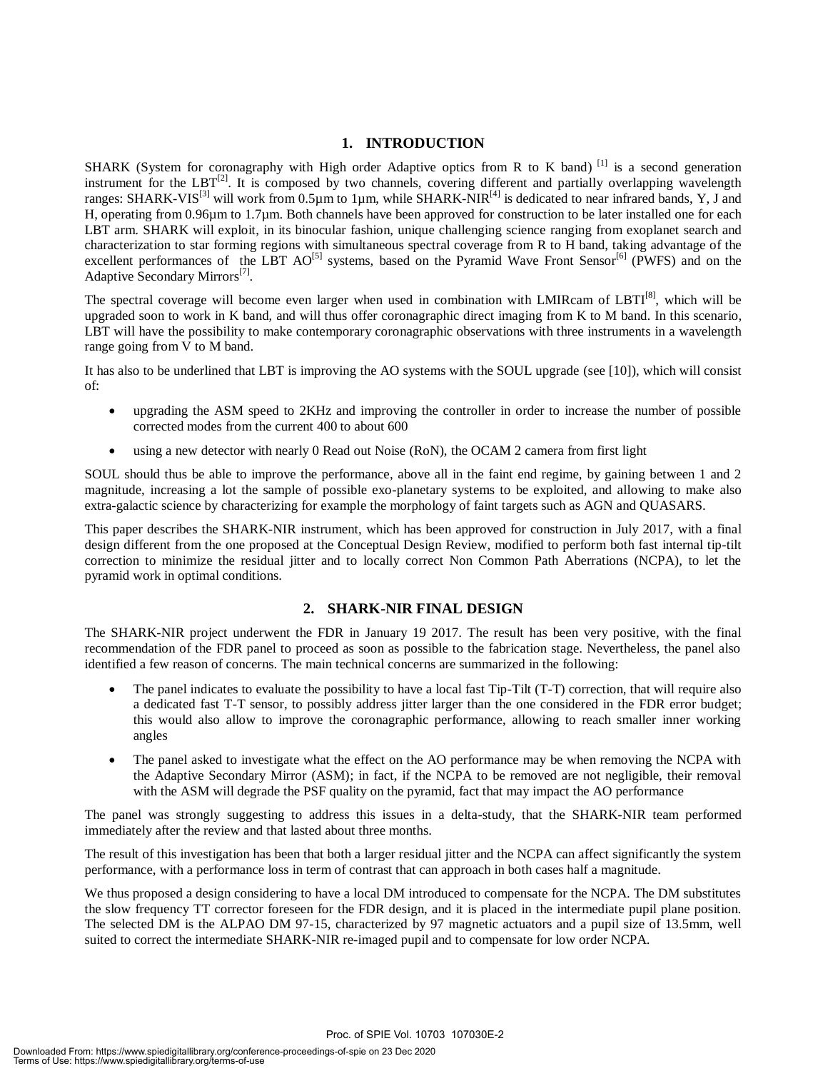# 1. INTRODUCTION

SHARK (System for coronagraphy with High order Adaptive optics from R to K band) [1] is a second generation instrument for the LBT[2]. It is composed by two channels, covering different and partially overlapping wavelength ranges: SHARK-VIS[3] will work from 0.5µm to 1µm, while SHARK-NIR[4] is dedicated to near infrared bands, Y, J and H, operating from 0.96µm to 1.7µm. Both channels have been approved for construction to be later installed one for each LBT arm. SHARK will exploit, in its binocular fashion, unique challenging science ranging from exoplanet search and characterization to star forming regions with simultaneous spectral coverage from R to H band, taking advantage of the excellent performances of the LBT AO[5] systems, based on the Pyramid Wave Front Sensor[6] (PWFS) and on the Adaptive Secondary Mirrors[7].

The spectral coverage will become even larger when used in combination with LMIRcam of LBTI[8], which will be upgraded soon to work in K band, and will thus offer coronagraphic direct imaging from K to M band. In this scenario, LBT will have the possibility to make contemporary coronagraphic observations with three instruments in a wavelength range going from V to M band.

It has also to be underlined that LBT is improving the AO systems with the SOUL upgrade (see [10]), which will consist of:

- upgrading the ASM speed to 2KHz and improving the controller in order to increase the number of possible corrected modes from the current 400 to about 600
- using a new detector with nearly 0 Read out Noise (RoN), the OCAM 2 camera from first light

SOUL should thus be able to improve the performance, above all in the faint end regime, by gaining between 1 and 2 magnitude, increasing a lot the sample of possible exo-planetary systems to be exploited, and allowing to make also extra-galactic science by characterizing for example the morphology of faint targets such as AGN and QUASARS.

This paper describes the SHARK-NIR instrument, which has been approved for construction in July 2017, with a final design different from the one proposed at the Conceptual Design Review, modified to perform both fast internal tip-tilt correction to minimize the residual jitter and to locally correct Non Common Path Aberrations (NCPA), to let the pyramid work in optimal conditions.

# 2. SHARK-NIR FINAL DESIGN

The SHARK-NIR project underwent the FDR in January 19 2017. The result has been very positive, with the final recommendation of the FDR panel to proceed as soon as possible to the fabrication stage. Nevertheless, the panel also identified a few reason of concerns. The main technical concerns are summarized in the following:

- The panel indicates to evaluate the possibility to have a local fast Tip-Tilt (T-T) correction, that will require also a dedicated fast T-T sensor, to possibly address jitter larger than the one considered in the FDR error budget; this would also allow to improve the coronagraphic performance, allowing to reach smaller inner working angles
- The panel asked to investigate what the effect on the AO performance may be when removing the NCPA with the Adaptive Secondary Mirror (ASM); in fact, if the NCPA to be removed are not negligible, their removal with the ASM will degrade the PSF quality on the pyramid, fact that may impact the AO performance

The panel was strongly suggesting to address this issues in a delta-study, that the SHARK-NIR team performed immediately after the review and that lasted about three months.

The result of this investigation has been that both a larger residual jitter and the NCPA can affect significantly the system performance, with a performance loss in term of contrast that can approach in both cases half a magnitude.

We thus proposed a design considering to have a local DM introduced to compensate for the NCPA. The DM substitutes the slow frequency TT corrector foreseen for the FDR design, and it is placed in the intermediate pupil plane position. The selected DM is the ALPAO DM 97-15, characterized by 97 magnetic actuators and a pupil size of 13.5mm, well suited to correct the intermediate SHARK-NIR re-imaged pupil and to compensate for low order NCPA.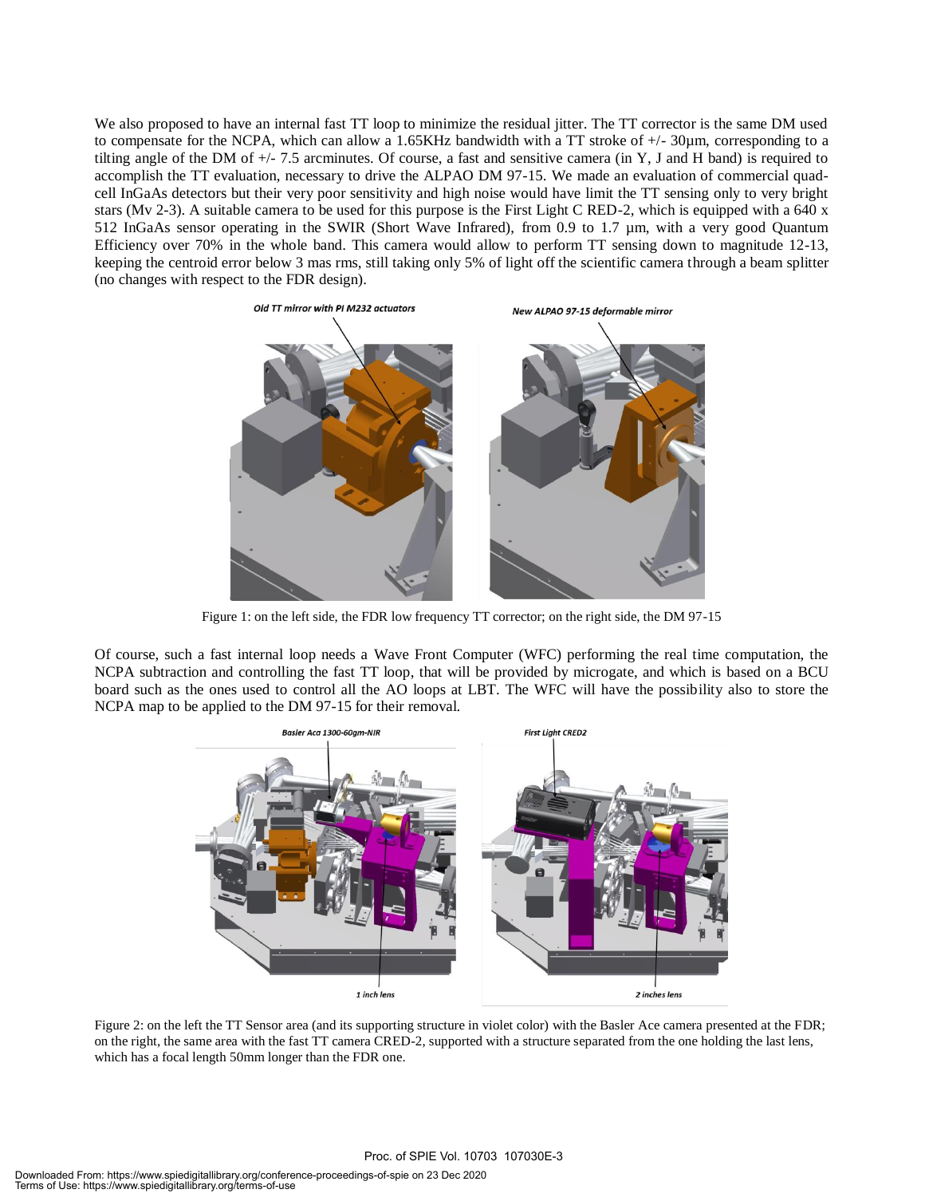We also proposed to have an internal fast TT loop to minimize the residual jitter. The TT corrector is the same DM used to compensate for the NCPA, which can allow a 1.65KHz bandwidth with a TT stroke of +/- 30µm, corresponding to a tilting angle of the DM of +/- 7.5 arcminutes. Of course, a fast and sensitive camera (in Y, J and H band) is required to accomplish the TT evaluation, necessary to drive the ALPAO DM 97-15. We made an evaluation of commercial quad-cell InGaAs detectors but their very poor sensitivity and high noise would have limit the TT sensing only to very bright stars (Mv 2-3). A suitable camera to be used for this purpose is the First Light C RED-2, which is equipped with a 640 x 512 InGaAs sensor operating in the SWIR (Short Wave Infrared), from 0.9 to 1.7 µm, with a very good Quantum Efficiency over 70% in the whole band. This camera would allow to perform TT sensing down to magnitude 12-13, keeping the centroid error below 3 mas rms, still taking only 5% of light off the scientific camera through a beam splitter (no changes with respect to the FDR design).

Figure 1: on the left side, the FDR low frequency TT corrector; on the right side, the DM 97-15

Of course, such a fast internal loop needs a Wave Front Computer (WFC) performing the real time computation, the NCPA subtraction and controlling the fast TT loop, that will be provided by microgate, and which is based on a BCU board such as the ones used to control all the AO loops at LBT. The WFC will have the possibility also to store the NCPA map to be applied to the DM 97-15 for their removal.

Figure 2: on the left the TT Sensor area (and its supporting structure in violet color) with the Basler Ace camera presented at the FDR; on the right, the same area with the fast TT camera CRED-2, supported with a structure separated from the one holding the last lens, which has a focal length 50mm longer than the FDR one.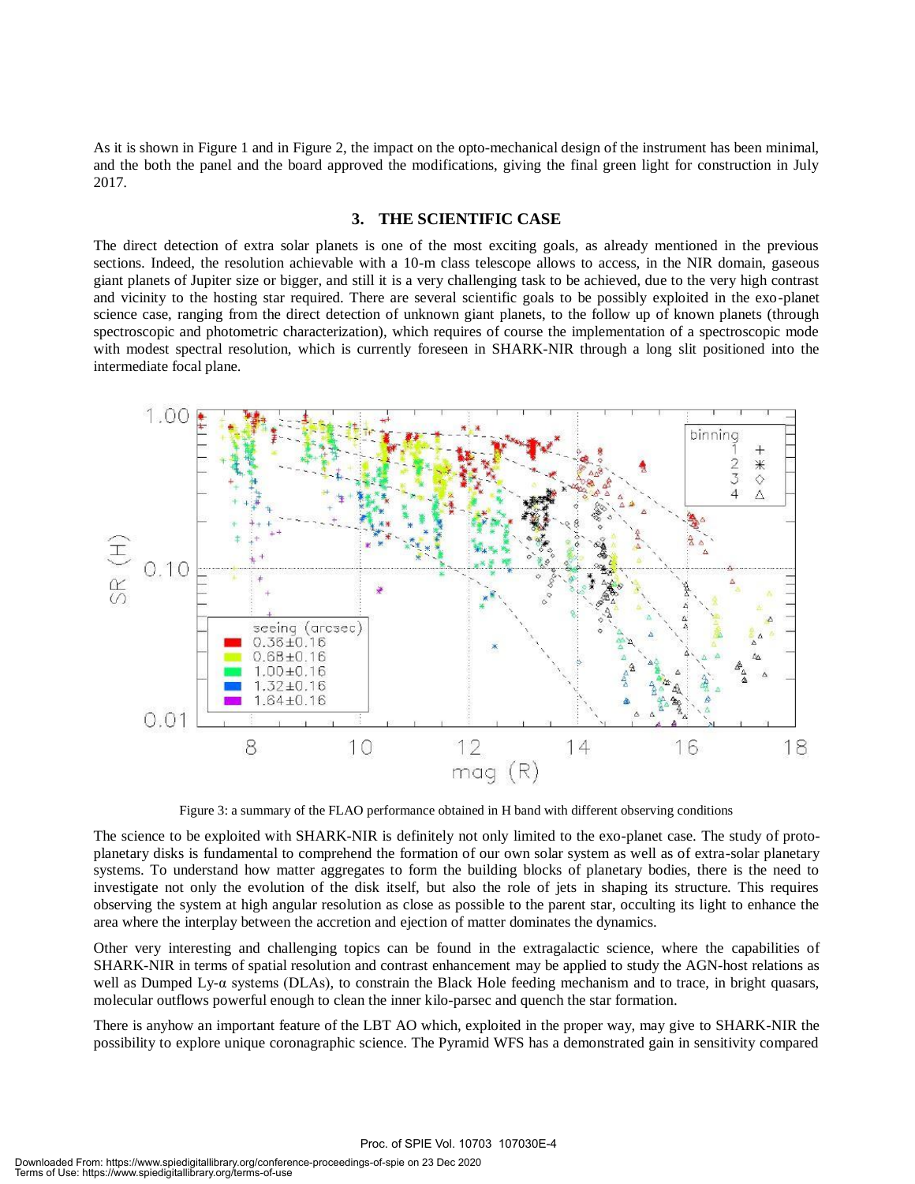As it is shown in Figure 1 and in Figure 2, the impact on the opto-mechanical design of the instrument has been minimal, and the both the panel and the board approved the modifications, giving the final green light for construction in July 2017.

## 3. THE SCIENTIFIC CASE

The direct detection of extra solar planets is one of the most exciting goals, as already mentioned in the previous sections. Indeed, the resolution achievable with a 10-m class telescope allows to access, in the NIR domain, gaseous giant planets of Jupiter size or bigger, and still it is a very challenging task to be achieved, due to the very high contrast and vicinity to the hosting star required. There are several scientific goals to be possibly exploited in the exo-planet science case, ranging from the direct detection of unknown giant planets, to the follow up of known planets (through spectroscopic and photometric characterization), which requires of course the implementation of a spectroscopic mode with modest spectral resolution, which is currently foreseen in SHARK-NIR through a long slit positioned into the intermediate focal plane.

Figure 3: a summary of the FLAO performance obtained in H band with different observing conditions

The science to be exploited with SHARK-NIR is definitely not only limited to the exo-planet case. The study of proto-planetary disks is fundamental to comprehend the formation of our own solar system as well as of extra-solar planetary systems. To understand how matter aggregates to form the building blocks of planetary bodies, there is the need to investigate not only the evolution of the disk itself, but also the role of jets in shaping its structure. This requires observing the system at high angular resolution as close as possible to the parent star, occulting its light to enhance the area where the interplay between the accretion and ejection of matter dominates the dynamics.

Other very interesting and challenging topics can be found in the extragalactic science, where the capabilities of SHARK-NIR in terms of spatial resolution and contrast enhancement may be applied to study the AGN-host relations as well as Dumped Ly-α systems (DLAs), to constrain the Black Hole feeding mechanism and to trace, in bright quasars, molecular outflows powerful enough to clean the inner kilo-parsec and quench the star formation.

There is anyhow an important feature of the LBT AO which, exploited in the proper way, may give to SHARK-NIR the possibility to explore unique coronagraphic science. The Pyramid WFS has a demonstrated gain in sensitivity compared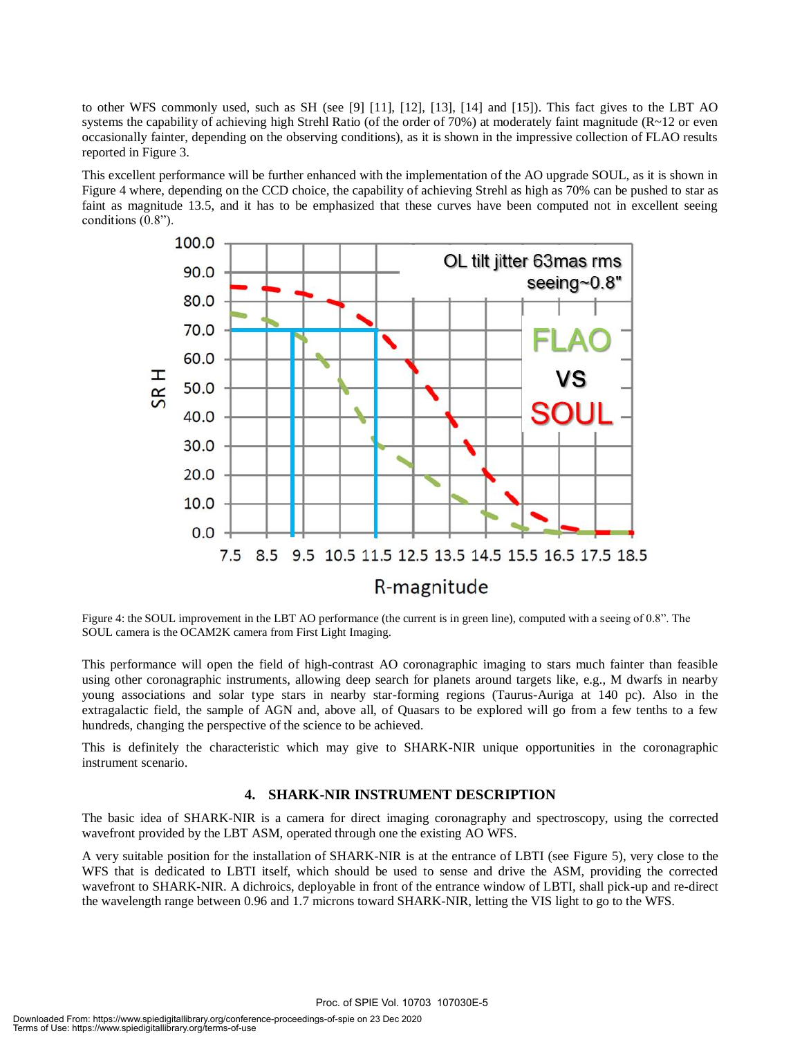to other WFS commonly used, such as SH (see [9] [11], [12], [13], [14] and [15]). This fact gives to the LBT AO systems the capability of achieving high Strehl Ratio (of the order of 70%) at moderately faint magnitude (R~12 or even occasionally fainter, depending on the observing conditions), as it is shown in the impressive collection of FLAO results reported in Figure 3.

This excellent performance will be further enhanced with the implementation of the AO upgrade SOUL, as it is shown in Figure 4 where, depending on the CCD choice, the capability of achieving Strehl as high as 70% can be pushed to star as faint as magnitude 13.5, and it has to be emphasized that these curves have been computed not in excellent seeing conditions (0.8").

Figure 4: the SOUL improvement in the LBT AO performance (the current is in green line), computed with a seeing of 0.8". The SOUL camera is the OCAM2K camera from First Light Imaging.

This performance will open the field of high-contrast AO coronagraphic imaging to stars much fainter than feasible using other coronagraphic instruments, allowing deep search for planets around targets like, e.g., M dwarfs in nearby young associations and solar type stars in nearby star-forming regions (Taurus-Auriga at 140 pc). Also in the extragalactic field, the sample of AGN and, above all, of Quasars to be explored will go from a few tenths to a few hundreds, changing the perspective of the science to be achieved.

This is definitely the characteristic which may give to SHARK-NIR unique opportunities in the coronagraphic instrument scenario.

## 4. SHARK-NIR INSTRUMENT DESCRIPTION

The basic idea of SHARK-NIR is a camera for direct imaging coronagraphy and spectroscopy, using the corrected wavefront provided by the LBT ASM, operated through one the existing AO WFS.

A very suitable position for the installation of SHARK-NIR is at the entrance of LBTI (see Figure 5), very close to the WFS that is dedicated to LBTI itself, which should be used to sense and drive the ASM, providing the corrected wavefront to SHARK-NIR. A dichroics, deployable in front of the entrance window of LBTI, shall pick-up and re-direct the wavelength range between 0.96 and 1.7 microns toward SHARK-NIR, letting the VIS light to go to the WFS.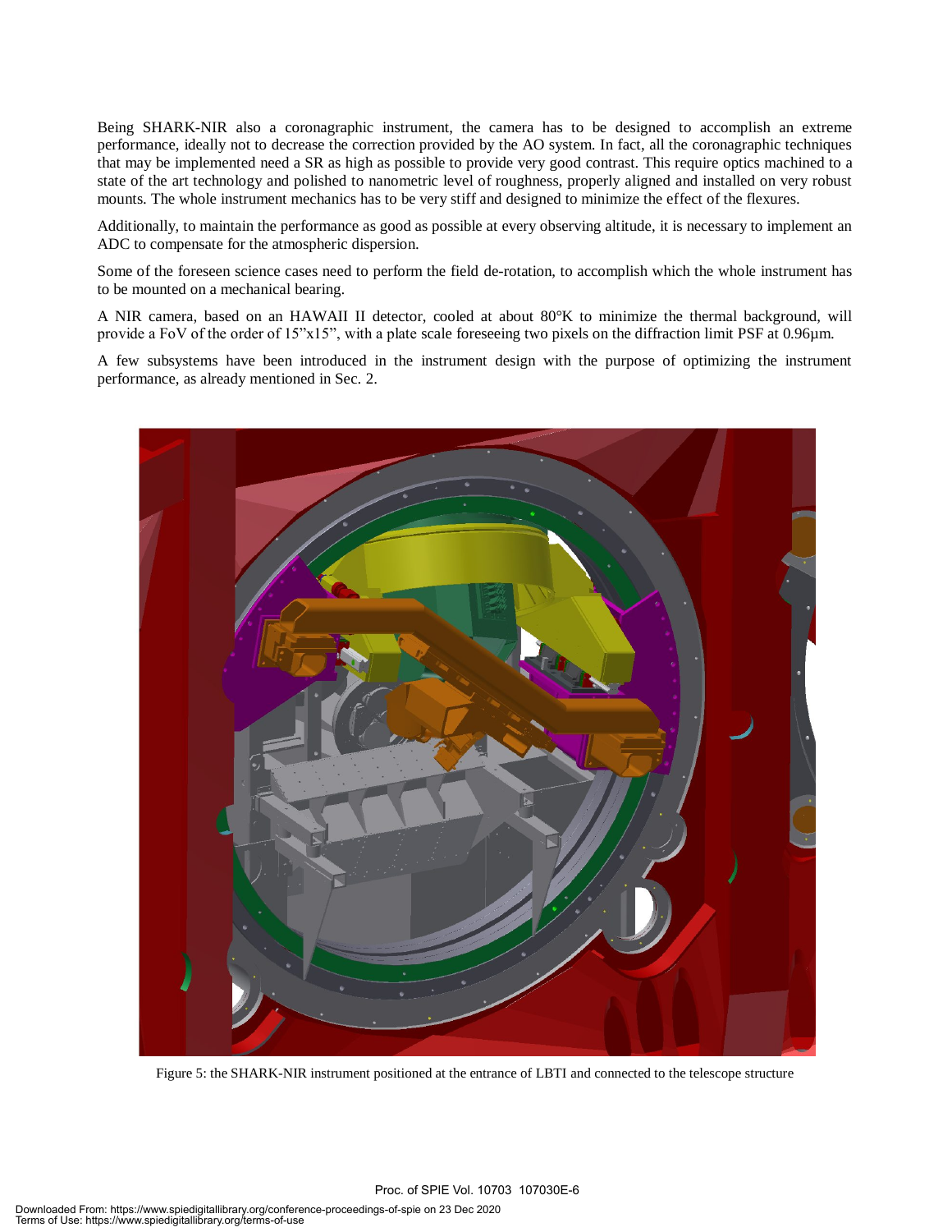Being SHARK-NIR also a coronagraphic instrument, the camera has to be designed to accomplish an extreme performance, ideally not to decrease the correction provided by the AO system. In fact, all the coronagraphic techniques that may be implemented need a SR as high as possible to provide very good contrast. This require optics machined to a state of the art technology and polished to nanometric level of roughness, properly aligned and installed on very robust mounts. The whole instrument mechanics has to be very stiff and designed to minimize the effect of the flexures.

Additionally, to maintain the performance as good as possible at every observing altitude, it is necessary to implement an ADC to compensate for the atmospheric dispersion.

Some of the foreseen science cases need to perform the field de-rotation, to accomplish which the whole instrument has to be mounted on a mechanical bearing.

A NIR camera, based on an HAWAII II detector, cooled at about 80°K to minimize the thermal background, will provide a FoV of the order of 15"x15", with a plate scale foreseeing two pixels on the diffraction limit PSF at 0.96μm.

A few subsystems have been introduced in the instrument design with the purpose of optimizing the instrument performance, as already mentioned in Sec. 2.

Figure 5: the SHARK-NIR instrument positioned at the entrance of LBTI and connected to the telescope structure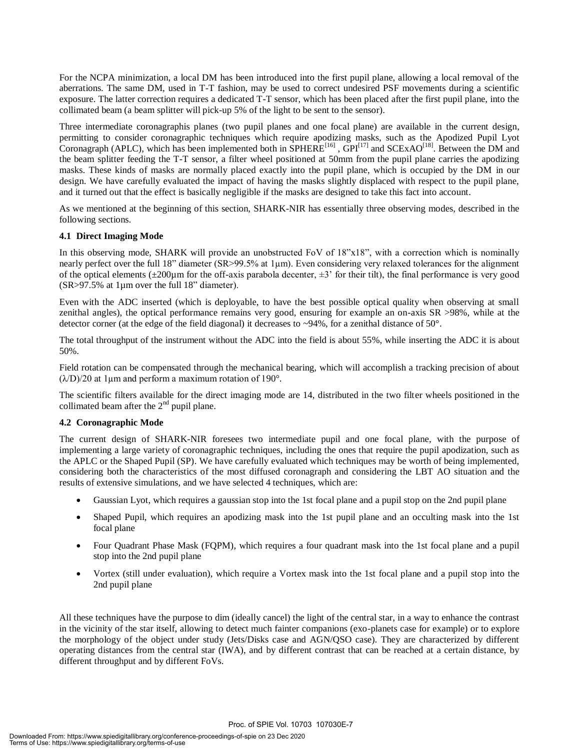For the NCPA minimization, a local DM has been introduced into the first pupil plane, allowing a local removal of the aberrations. The same DM, used in T-T fashion, may be used to correct undesired PSF movements during a scientific exposure. The latter correction requires a dedicated T-T sensor, which has been placed after the first pupil plane, into the collimated beam (a beam splitter will pick-up 5% of the light to be sent to the sensor).

Three intermediate coronagraphis planes (two pupil planes and one focal plane) are available in the current design, permitting to consider coronagraphic techniques which require apodizing masks, such as the Apodized Pupil Lyot Coronagraph (APLC), which has been implemented both in SPHERE[16] , GPI[17] and SCExAO[18]. Between the DM and the beam splitter feeding the T-T sensor, a filter wheel positioned at 50mm from the pupil plane carries the apodizing masks. These kinds of masks are normally placed exactly into the pupil plane, which is occupied by the DM in our design. We have carefully evaluated the impact of having the masks slightly displaced with respect to the pupil plane, and it turned out that the effect is basically negligible if the masks are designed to take this fact into account.

As we mentioned at the beginning of this section, SHARK-NIR has essentially three observing modes, described in the following sections.

### 4.1 Direct Imaging Mode

In this observing mode, SHARK will provide an unobstructed FoV of 18"x18", with a correction which is nominally nearly perfect over the full 18" diameter (SR>99.5% at 1µm). Even considering very relaxed tolerances for the alignment of the optical elements (±200µm for the off-axis parabola decenter, ±3' for their tilt), the final performance is very good (SR>97.5% at 1µm over the full 18" diameter).

Even with the ADC inserted (which is deployable, to have the best possible optical quality when observing at small zenithal angles), the optical performance remains very good, ensuring for example an on-axis SR >98%, while at the detector corner (at the edge of the field diagonal) it decreases to ~94%, for a zenithal distance of 50°.

The total throughput of the instrument without the ADC into the field is about 55%, while inserting the ADC it is about 50%.

Field rotation can be compensated through the mechanical bearing, which will accomplish a tracking precision of about $(\lambda/D)/20$ at 1µm and perform a maximum rotation of 190°.

The scientific filters available for the direct imaging mode are 14, distributed in the two filter wheels positioned in the collimated beam after the 2nd pupil plane.

### 4.2 Coronagraphic Mode

The current design of SHARK-NIR foresees two intermediate pupil and one focal plane, with the purpose of implementing a large variety of coronagraphic techniques, including the ones that require the pupil apodization, such as the APLC or the Shaped Pupil (SP). We have carefully evaluated which techniques may be worth of being implemented, considering both the characteristics of the most diffused coronagraph and considering the LBT AO situation and the results of extensive simulations, and we have selected 4 techniques, which are:

- Gaussian Lyot, which requires a gaussian stop into the 1st focal plane and a pupil stop on the 2nd pupil plane
- Shaped Pupil, which requires an apodizing mask into the 1st pupil plane and an occulting mask into the 1st focal plane
- Four Quadrant Phase Mask (FQPM), which requires a four quadrant mask into the 1st focal plane and a pupil stop into the 2nd pupil plane
- Vortex (still under evaluation), which require a Vortex mask into the 1st focal plane and a pupil stop into the 2nd pupil plane

All these techniques have the purpose to dim (ideally cancel) the light of the central star, in a way to enhance the contrast in the vicinity of the star itself, allowing to detect much fainter companions (exo-planets case for example) or to explore the morphology of the object under study (Jets/Disks case and AGN/QSO case). They are characterized by different operating distances from the central star (IWA), and by different contrast that can be reached at a certain distance, by different throughput and by different FoVs.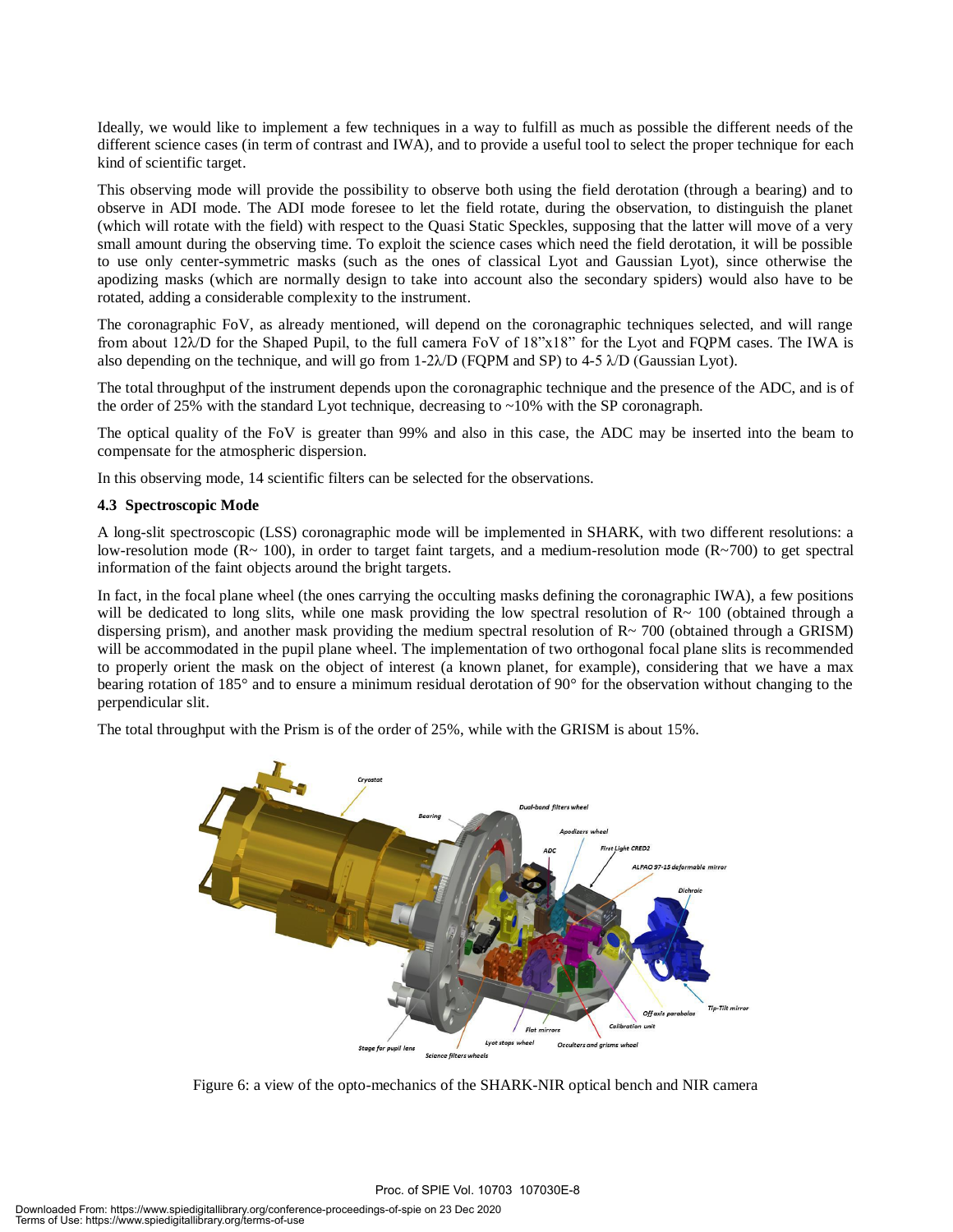Ideally, we would like to implement a few techniques in a way to fulfill as much as possible the different needs of the different science cases (in term of contrast and IWA), and to provide a useful tool to select the proper technique for each kind of scientific target.

This observing mode will provide the possibility to observe both using the field derotation (through a bearing) and to observe in ADI mode. The ADI mode foresee to let the field rotate, during the observation, to distinguish the planet (which will rotate with the field) with respect to the Quasi Static Speckles, supposing that the latter will move of a very small amount during the observing time. To exploit the science cases which need the field derotation, it will be possible to use only center-symmetric masks (such as the ones of classical Lyot and Gaussian Lyot), since otherwise the apodizing masks (which are normally design to take into account also the secondary spiders) would also have to be rotated, adding a considerable complexity to the instrument.

The coronagraphic FoV, as already mentioned, will depend on the coronagraphic techniques selected, and will range from about 12λ/D for the Shaped Pupil, to the full camera FoV of 18"x18" for the Lyot and FQPM cases. The IWA is also depending on the technique, and will go from 1-2λ/D (FQPM and SP) to 4-5 λ/D (Gaussian Lyot).

The total throughput of the instrument depends upon the coronagraphic technique and the presence of the ADC, and is of the order of 25% with the standard Lyot technique, decreasing to ~10% with the SP coronagraph.

The optical quality of the FoV is greater than 99% and also in this case, the ADC may be inserted into the beam to compensate for the atmospheric dispersion.

In this observing mode, 14 scientific filters can be selected for the observations.

### 4.3 Spectroscopic Mode

A long-slit spectroscopic (LSS) coronagraphic mode will be implemented in SHARK, with two different resolutions: a low-resolution mode (R~ 100), in order to target faint targets, and a medium-resolution mode (R~700) to get spectral information of the faint objects around the bright targets.

In fact, in the focal plane wheel (the ones carrying the occulting masks defining the coronagraphic IWA), a few positions will be dedicated to long slits, while one mask providing the low spectral resolution of R~ 100 (obtained through a dispersing prism), and another mask providing the medium spectral resolution of R~ 700 (obtained through a GRISM) will be accommodated in the pupil plane wheel. The implementation of two orthogonal focal plane slits is recommended to properly orient the mask on the object of interest (a known planet, for example), considering that we have a max bearing rotation of 185° and to ensure a minimum residual derotation of 90° for the observation without changing to the perpendicular slit.

The total throughput with the Prism is of the order of 25%, while with the GRISM is about 15%.

Figure 6: a view of the opto-mechanics of the SHARK-NIR optical bench and NIR camera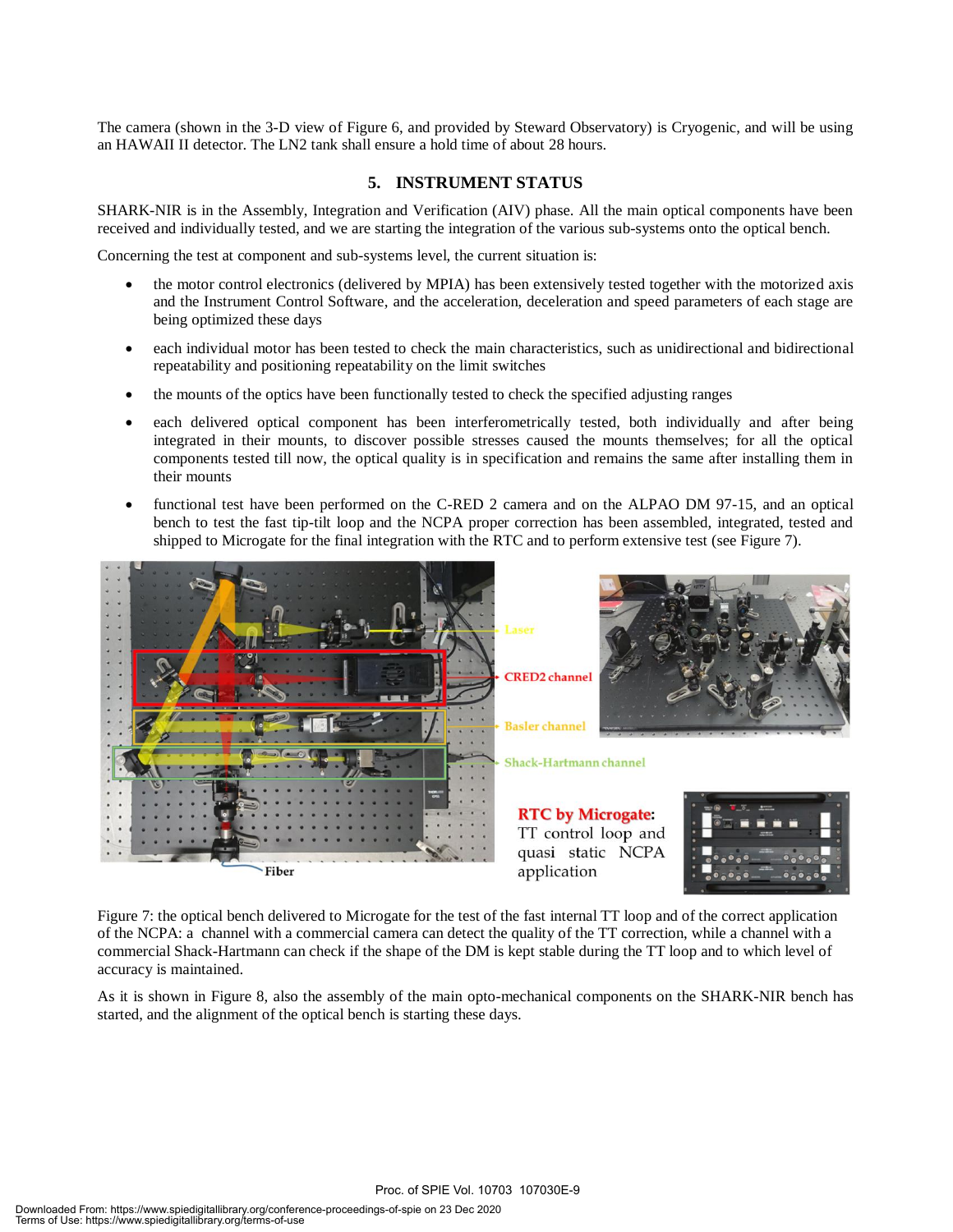The camera (shown in the 3-D view of Figure 6, and provided by Steward Observatory) is Cryogenic, and will be using an HAWAII II detector. The LN2 tank shall ensure a hold time of about 28 hours.

## 5. INSTRUMENT STATUS

SHARK-NIR is in the Assembly, Integration and Verification (AIV) phase. All the main optical components have been received and individually tested, and we are starting the integration of the various sub-systems onto the optical bench.

Concerning the test at component and sub-systems level, the current situation is:

- the motor control electronics (delivered by MPIA) has been extensively tested together with the motorized axis and the Instrument Control Software, and the acceleration, deceleration and speed parameters of each stage are being optimized these days
- each individual motor has been tested to check the main characteristics, such as unidirectional and bidirectional repeatability and positioning repeatability on the limit switches
- the mounts of the optics have been functionally tested to check the specified adjusting ranges
- each delivered optical component has been interferometrically tested, both individually and after being integrated in their mounts, to discover possible stresses caused the mounts themselves; for all the optical components tested till now, the optical quality is in specification and remains the same after installing them in their mounts
- functional test have been performed on the C-RED 2 camera and on the ALPAO DM 97-15, and an optical bench to test the fast tip-tilt loop and the NCPA proper correction has been assembled, integrated, tested and shipped to Microgate for the final integration with the RTC and to perform extensive test (see Figure 7).

Figure 7: the optical bench delivered to Microgate for the test of the fast internal TT loop and of the correct application of the NCPA: a channel with a commercial camera can detect the quality of the TT correction, while a channel with a commercial Shack-Hartmann can check if the shape of the DM is kept stable during the TT loop and to which level of accuracy is maintained.

As it is shown in Figure 8, also the assembly of the main opto-mechanical components on the SHARK-NIR bench has started, and the alignment of the optical bench is starting these days.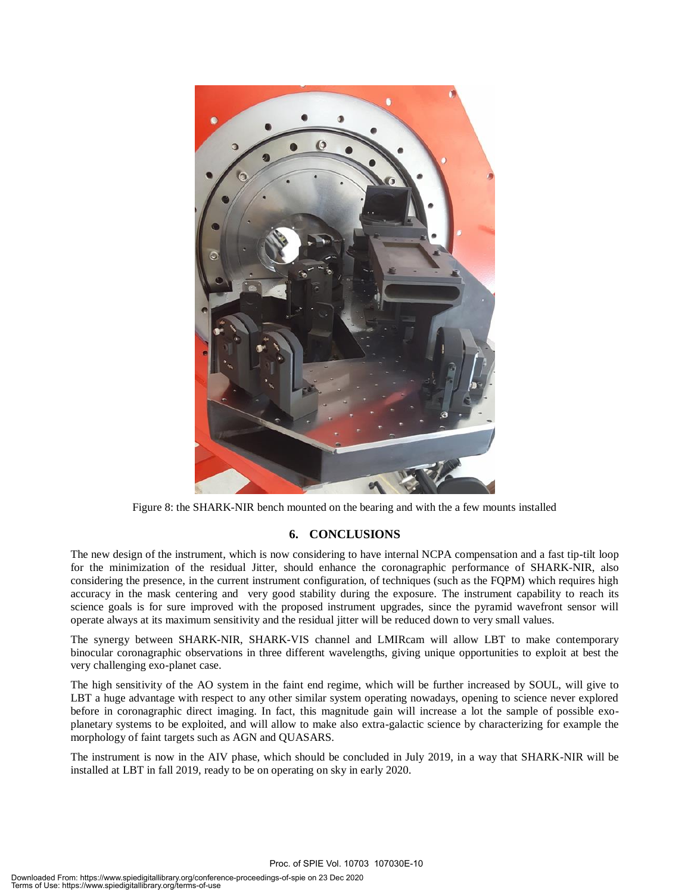Figure 8: the SHARK-NIR bench mounted on the bearing and with the a few mounts installed

## 6. CONCLUSIONS

The new design of the instrument, which is now considering to have internal NCPA compensation and a fast tip-tilt loop for the minimization of the residual Jitter, should enhance the coronagraphic performance of SHARK-NIR, also considering the presence, in the current instrument configuration, of techniques (such as the FQPM) which requires high accuracy in the mask centering and very good stability during the exposure. The instrument capability to reach its science goals is for sure improved with the proposed instrument upgrades, since the pyramid wavefront sensor will operate always at its maximum sensitivity and the residual jitter will be reduced down to very small values.

The synergy between SHARK-NIR, SHARK-VIS channel and LMIRcam will allow LBT to make contemporary binocular coronagraphic observations in three different wavelengths, giving unique opportunities to exploit at best the very challenging exo-planet case.

The high sensitivity of the AO system in the faint end regime, which will be further increased by SOUL, will give to LBT a huge advantage with respect to any other similar system operating nowadays, opening to science never explored before in coronagraphic direct imaging. In fact, this magnitude gain will increase a lot the sample of possible exo-planetary systems to be exploited, and will allow to make also extra-galactic science by characterizing for example the morphology of faint targets such as AGN and QUASARS.

The instrument is now in the AIV phase, which should be concluded in July 2019, in a way that SHARK-NIR will be installed at LBT in fall 2019, ready to be on operating on sky in early 2020.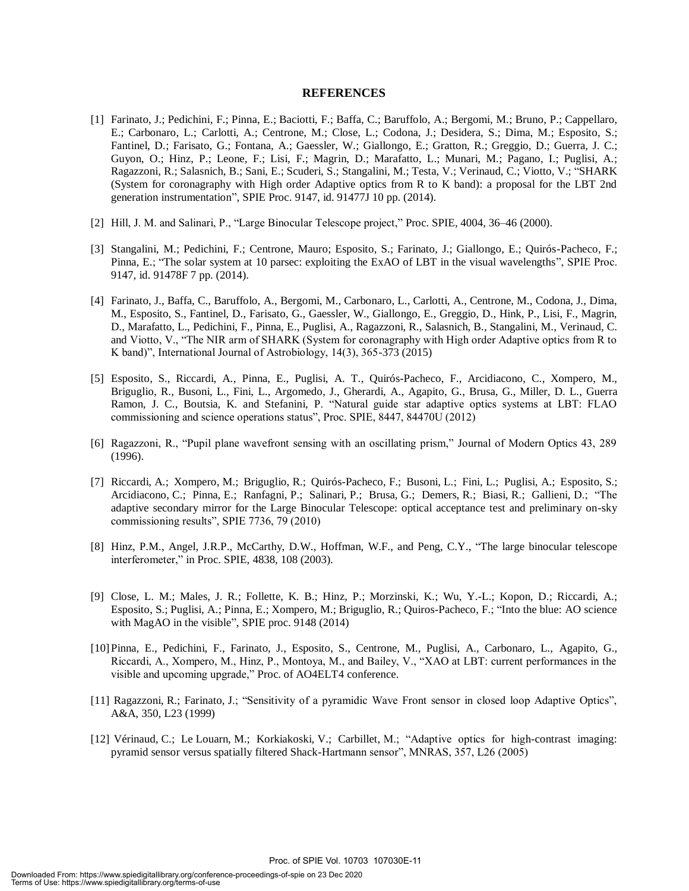## REFERENCES

[1] Farinato, J.; Pedichini, F.; Pinna, E.; Baciotti, F.; Baffa, C.; Baruffolo, A.; Bergomi, M.; Bruno, P.; Cappellaro, E.; Carbonaro, L.; Carlotti, A.; Centrone, M.; Close, L.; Codona, J.; Desidera, S.; Dima, M.; Esposito, S.; Fantinel, D.; Farisato, G.; Fontana, A.; Gaessler, W.; Giallongo, E.; Gratton, R.; Greggio, D.; Guerra, J. C.; Guyon, O.; Hinz, P.; Leone, F.; Lisi, F.; Magrin, D.; Marafatto, L.; Munari, M.; Pagano, I.; Puglisi, A.; Ragazzoni, R.; Salasnich, B.; Sani, E.; Scuderi, S.; Stangalini, M.; Testa, V.; Verinaud, C.; Viotto, V.; "SHARK (System for coronagraphy with High order Adaptive optics from R to K band): a proposal for the LBT 2nd generation instrumentation", SPIE Proc. 9147, id. 91477J 10 pp. (2014).

[2] Hill, J. M. and Salinari, P., "Large Binocular Telescope project," Proc. SPIE, 4004, 36–46 (2000).

[3] Stangalini, M.; Pedichini, F.; Centrone, Mauro; Esposito, S.; Farinato, J.; Giallongo, E.; Quirós-Pacheco, F.; Pinna, E.; "The solar system at 10 parsec: exploiting the ExAO of LBT in the visual wavelengths", SPIE Proc. 9147, id. 91478F 7 pp. (2014).

[4] Farinato, J., Baffa, C., Baruffolo, A., Bergomi, M., Carbonaro, L., Carlotti, A., Centrone, M., Codona, J., Dima, M., Esposito, S., Fantinel, D., Farisato, G., Gaessler, W., Giallongo, E., Greggio, D., Hink, P., Lisi, F., Magrin, D., Marafatto, L., Pedichini, F., Pinna, E., Puglisi, A., Ragazzoni, R., Salasnich, B., Stangalini, M., Verinaud, C. and Viotto, V., "The NIR arm of SHARK (System for coronagraphy with High order Adaptive optics from R to K band)", International Journal of Astrobiology, 14(3), 365-373 (2015)

[5] Esposito, S., Riccardi, A., Pinna, E., Puglisi, A. T., Quirós-Pacheco, F., Arcidiacono, C., Xompero, M., Briguglio, R., Busoni, L., Fini, L., Argomedo, J., Gherardi, A., Agapito, G., Brusa, G., Miller, D. L., Guerra Ramon, J. C., Boutsia, K. and Stefanini, P. "Natural guide star adaptive optics systems at LBT: FLAO commissioning and science operations status", Proc. SPIE, 8447, 84470U (2012)

[6] Ragazzoni, R., "Pupil plane wavefront sensing with an oscillating prism," Journal of Modern Optics 43, 289 (1996).

[7] Riccardi, A.; Xompero, M.; Briguglio, R.; Quirós-Pacheco, F.; Busoni, L.; Fini, L.; Puglisi, A.; Esposito, S.; Arcidiacono, C.; Pinna, E.; Ranfagni, P.; Salinari, P.; Brusa, G.; Demers, R.; Biasi, R.; Gallieni, D.; "The adaptive secondary mirror for the Large Binocular Telescope: optical acceptance test and preliminary on-sky commissioning results", SPIE 7736, 79 (2010)

[8] Hinz, P.M., Angel, J.R.P., McCarthy, D.W., Hoffman, W.F., and Peng, C.Y., "The large binocular telescope interferometer," in Proc. SPIE, 4838, 108 (2003).

[9] Close, L. M.; Males, J. R.; Follette, K. B.; Hinz, P.; Morzinski, K.; Wu, Y.-L.; Kopon, D.; Riccardi, A.; Esposito, S.; Puglisi, A.; Pinna, E.; Xompero, M.; Briguglio, R.; Quiros-Pacheco, F.; "Into the blue: AO science with MagAO in the visible", SPIE proc. 9148 (2014)

[10] Pinna, E., Pedichini, F., Farinato, J., Esposito, S., Centrone, M., Puglisi, A., Carbonaro, L., Agapito, G., Riccardi, A., Xompero, M., Hinz, P., Montoya, M., and Bailey, V., "XAO at LBT: current performances in the visible and upcoming upgrade," Proc. of AO4ELT4 conference.

[11] Ragazzoni, R.; Farinato, J.; "Sensitivity of a pyramidic Wave Front sensor in closed loop Adaptive Optics", A&A, 350, L23 (1999)

[12] Vérinaud, C.; Le Louarn, M.; Korkiakoski, V.; Carbillet, M.; "Adaptive optics for high-contrast imaging: pyramid sensor versus spatially filtered Shack-Hartmann sensor", MNRAS, 357, L26 (2005)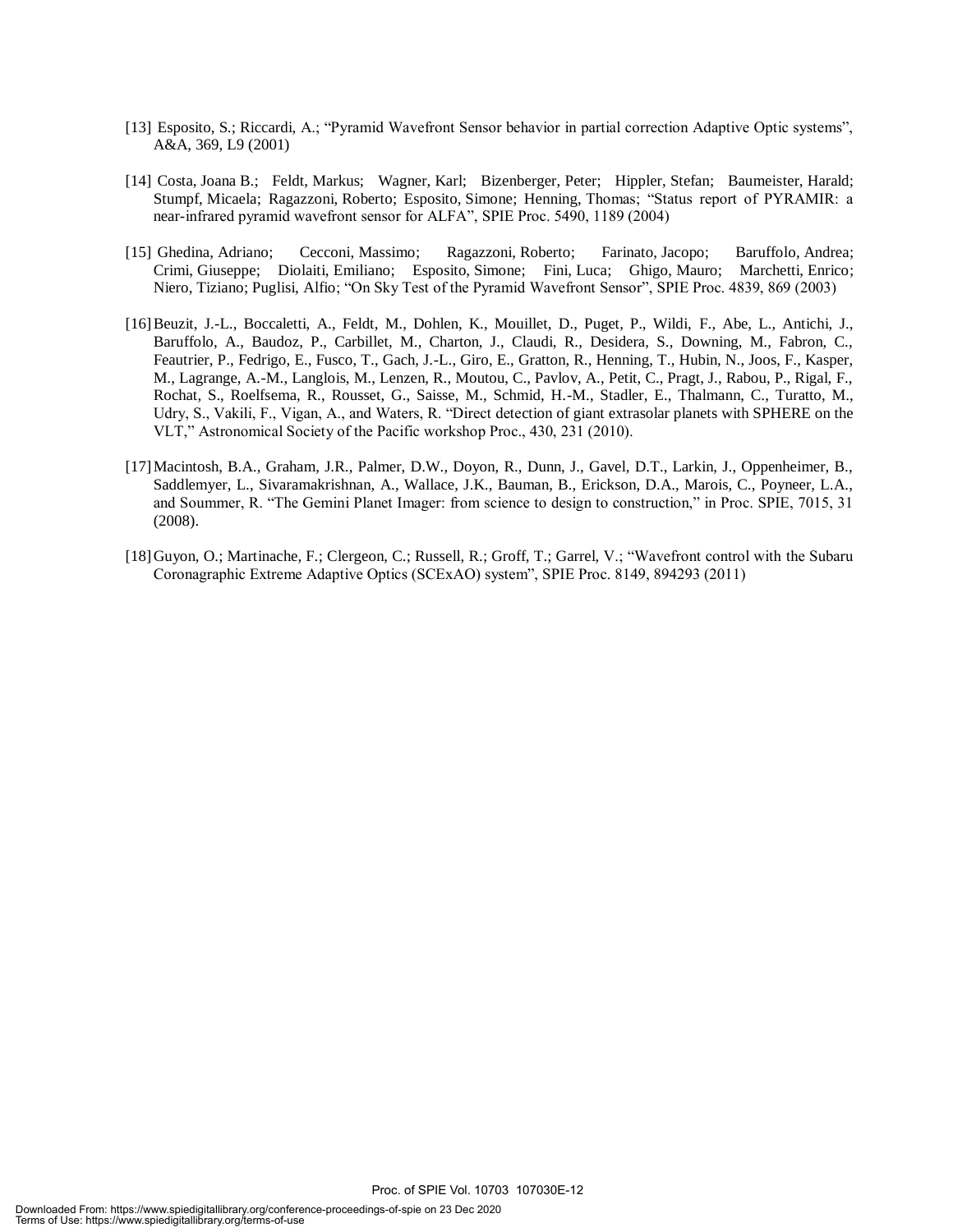[13] Esposito, S.; Riccardi, A.; "Pyramid Wavefront Sensor behavior in partial correction Adaptive Optic systems", A&A, 369, L9 (2001)

[14] Costa, Joana B.; Feldt, Markus; Wagner, Karl; Bizenberger, Peter; Hippler, Stefan; Baumeister, Harald; Stumpf, Micaela; Ragazzoni, Roberto; Esposito, Simone; Henning, Thomas; "Status report of PYRAMIR: a near-infrared pyramid wavefront sensor for ALFA", SPIE Proc. 5490, 1189 (2004)

[15] Ghedina, Adriano; Cecconi, Massimo; Ragazzoni, Roberto; Farinato, Jacopo; Baruffolo, Andrea; Crimi, Giuseppe; Diolaiti, Emiliano; Esposito, Simone; Fini, Luca; Ghigo, Mauro; Marchetti, Enrico; Niero, Tiziano; Puglisi, Alfio; "On Sky Test of the Pyramid Wavefront Sensor", SPIE Proc. 4839, 869 (2003)

[16] Beuzit, J.-L., Boccaletti, A., Feldt, M., Dohlen, K., Mouillet, D., Puget, P., Wildi, F., Abe, L., Antichi, J., Baruffolo, A., Baudoz, P., Carbillet, M., Charton, J., Claudi, R., Desidera, S., Downing, M., Fabron, C., Feautrier, P., Fedrigo, E., Fusco, T., Gach, J.-L., Giro, E., Gratton, R., Henning, T., Hubin, N., Joos, F., Kasper, M., Lagrange, A.-M., Langlois, M., Lenzen, R., Moutou, C., Pavlov, A., Petit, C., Pragt, J., Rabou, P., Rigal, F., Rochat, S., Roelfsema, R., Rousset, G., Saisse, M., Schmid, H.-M., Stadler, E., Thalmann, C., Turatto, M., Udry, S., Vakili, F., Vigan, A., and Waters, R. "Direct detection of giant extrasolar planets with SPHERE on the VLT," Astronomical Society of the Pacific workshop Proc., 430, 231 (2010).

[17] Macintosh, B.A., Graham, J.R., Palmer, D.W., Doyon, R., Dunn, J., Gavel, D.T., Larkin, J., Oppenheimer, B., Saddlemyer, L., Sivaramakrishnan, A., Wallace, J.K., Bauman, B., Erickson, D.A., Marois, C., Poyneer, L.A., and Soummer, R. "The Gemini Planet Imager: from science to design to construction," in Proc. SPIE, 7015, 31 (2008).

[18] Guyon, O.; Martinache, F.; Clergeon, C.; Russell, R.; Groff, T.; Garrel, V.; "Wavefront control with the Subaru Coronagraphic Extreme Adaptive Optics (SCExAO) system", SPIE Proc. 8149, 894293 (2011)